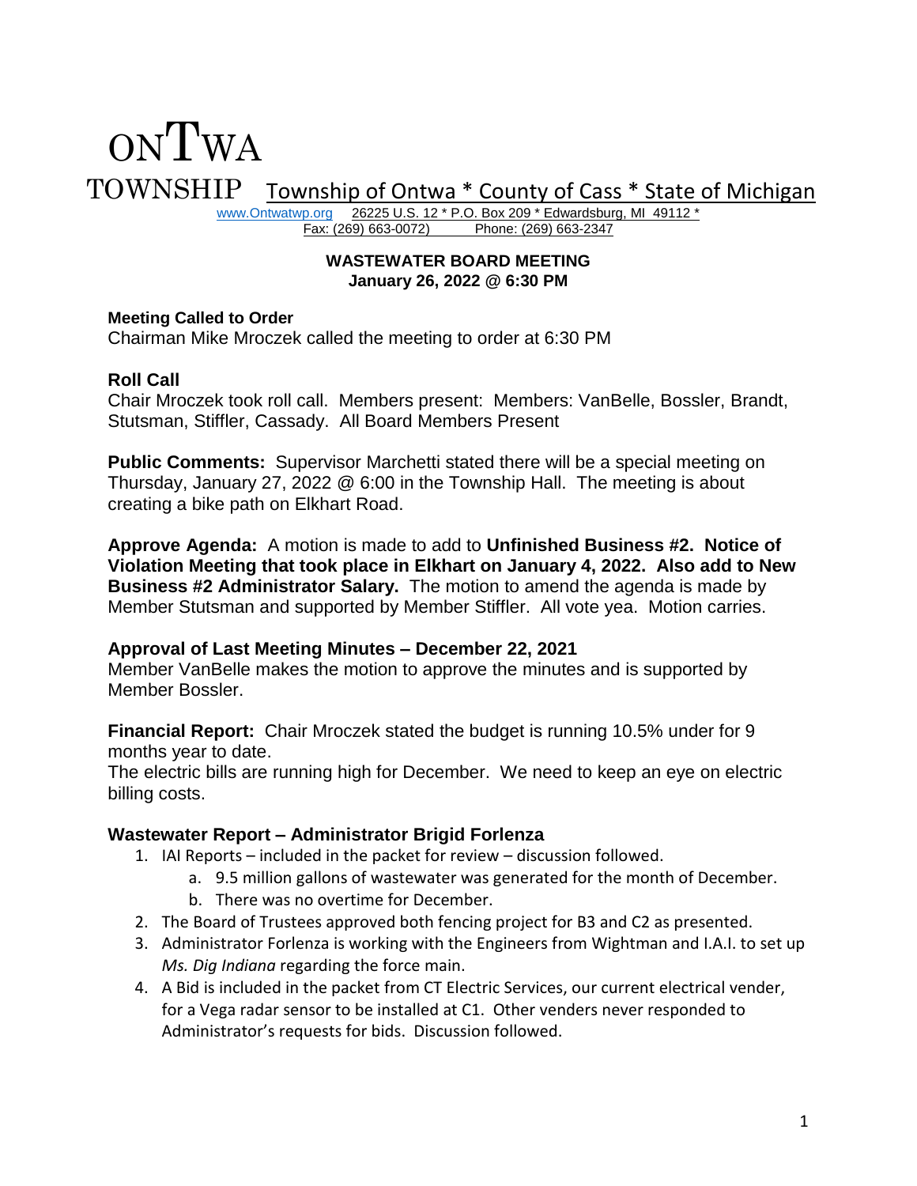# ONTWA TOWNSHIP

Township of Ontwa * County of Cass * State of Michigan

www.Ontwatwp.org 26225 U.S. 12 * P.O. Box 209 * Edwardsburg, MI 49112 *
Fax: (269) 663-0072 Phone: (269) 663-2347

**WASTEWATER BOARD MEETING**
**January 26, 2022 @ 6:30 PM**

**Meeting Called to Order**
Chairman Mike Mroczek called the meeting to order at 6:30 PM

**Roll Call**
Chair Mroczek took roll call. Members present: Members: VanBelle, Bossler, Brandt, Stutsman, Stiffler, Cassady. All Board Members Present

**Public Comments:** Supervisor Marchetti stated there will be a special meeting on Thursday, January 27, 2022 @ 6:00 in the Township Hall. The meeting is about creating a bike path on Elkhart Road.

**Approve Agenda:** A motion is made to add to **Unfinished Business #2. Notice of Violation Meeting that took place in Elkhart on January 4, 2022. Also add to New Business #2 Administrator Salary.** The motion to amend the agenda is made by Member Stutsman and supported by Member Stiffler. All vote yea. Motion carries.

**Approval of Last Meeting Minutes – December 22, 2021**
Member VanBelle makes the motion to approve the minutes and is supported by Member Bossler.

**Financial Report:** Chair Mroczek stated the budget is running 10.5% under for 9 months year to date.
The electric bills are running high for December. We need to keep an eye on electric billing costs.

**Wastewater Report – Administrator Brigid Forlenza**

1. IAI Reports – included in the packet for review – discussion followed.
   a. 9.5 million gallons of wastewater was generated for the month of December.
   b. There was no overtime for December.
2. The Board of Trustees approved both fencing project for B3 and C2 as presented.
3. Administrator Forlenza is working with the Engineers from Wightman and I.A.I. to set up *Ms. Dig Indiana* regarding the force main.
4. A Bid is included in the packet from CT Electric Services, our current electrical vender, for a Vega radar sensor to be installed at C1. Other venders never responded to Administrator's requests for bids. Discussion followed.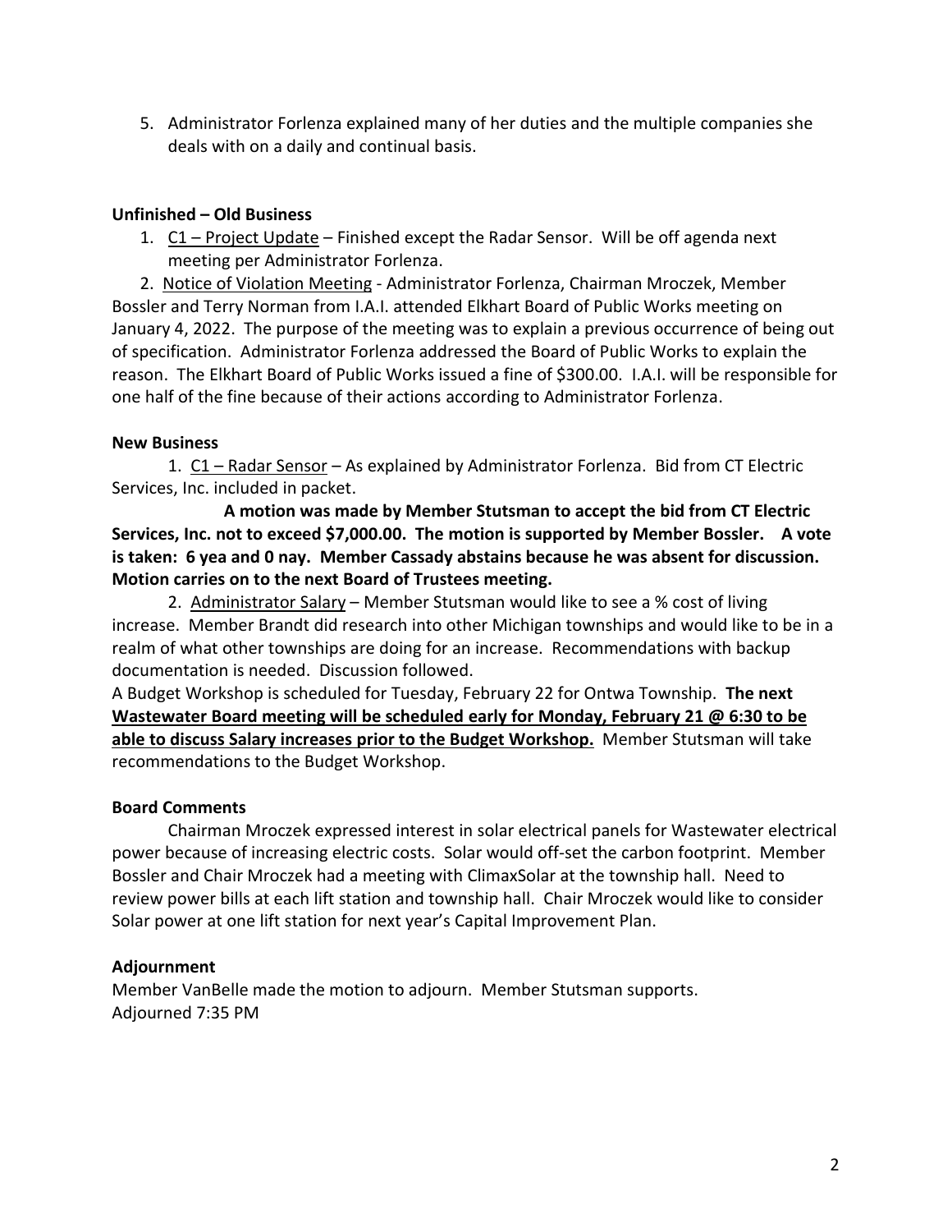5. Administrator Forlenza explained many of her duties and the multiple companies she deals with on a daily and continual basis.

**Unfinished – Old Business**

1. C1 – Project Update – Finished except the Radar Sensor. Will be off agenda next meeting per Administrator Forlenza.
2. Notice of Violation Meeting - Administrator Forlenza, Chairman Mroczek, Member Bossler and Terry Norman from I.A.I. attended Elkhart Board of Public Works meeting on January 4, 2022. The purpose of the meeting was to explain a previous occurrence of being out of specification. Administrator Forlenza addressed the Board of Public Works to explain the reason. The Elkhart Board of Public Works issued a fine of $300.00. I.A.I. will be responsible for one half of the fine because of their actions according to Administrator Forlenza.

**New Business**

1. C1 – Radar Sensor – As explained by Administrator Forlenza. Bid from CT Electric Services, Inc. included in packet.

**A motion was made by Member Stutsman to accept the bid from CT Electric Services, Inc. not to exceed $7,000.00. The motion is supported by Member Bossler. A vote is taken: 6 yea and 0 nay. Member Cassady abstains because he was absent for discussion. Motion carries on to the next Board of Trustees meeting.**

2. Administrator Salary – Member Stutsman would like to see a % cost of living increase. Member Brandt did research into other Michigan townships and would like to be in a realm of what other townships are doing for an increase. Recommendations with backup documentation is needed. Discussion followed.

A Budget Workshop is scheduled for Tuesday, February 22 for Ontwa Township. **The next Wastewater Board meeting will be scheduled early for Monday, February 21 @ 6:30 to be able to discuss Salary increases prior to the Budget Workshop.** Member Stutsman will take recommendations to the Budget Workshop.

**Board Comments**

Chairman Mroczek expressed interest in solar electrical panels for Wastewater electrical power because of increasing electric costs. Solar would off-set the carbon footprint. Member Bossler and Chair Mroczek had a meeting with ClimaxSolar at the township hall. Need to review power bills at each lift station and township hall. Chair Mroczek would like to consider Solar power at one lift station for next year's Capital Improvement Plan.

**Adjournment**

Member VanBelle made the motion to adjourn. Member Stutsman supports.
Adjourned 7:35 PM